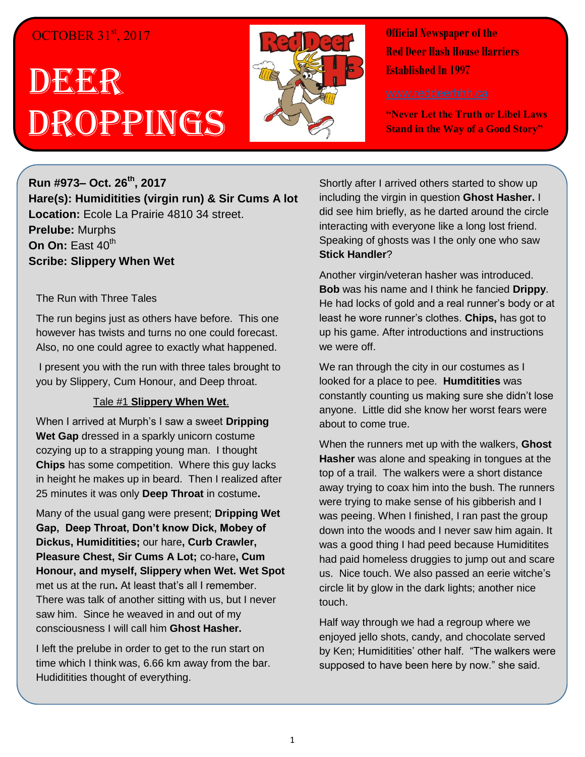OCTOBER 31st, 2017

# DEER DROPPINGS

**Official Newspaper of the Red Deer Hash House Harriers Established In 1997**

www.reddeerhhh.ca

**"Never Let the Truth or Libel Laws Stand in the Way of a Good Story"**

**Run #973– Oct. 26th, 2017**
**Hare(s): Humiditities (virgin run) & Sir Cums A lot**
**Location:** Ecole La Prairie 4810 34 street.
**Prelube:** Murphs
**On On:** East 40th
**Scribe: Slippery When Wet**

The Run with Three Tales

The run begins just as others have before. This one however has twists and turns no one could forecast. Also, no one could agree to exactly what happened.

I present you with the run with three tales brought to you by Slippery, Cum Honour, and Deep throat.

Tale #1 **Slippery When Wet**.

When I arrived at Murph's I saw a sweet **Dripping Wet Gap** dressed in a sparkly unicorn costume cozying up to a strapping young man. I thought **Chips** has some competition. Where this guy lacks in height he makes up in beard. Then I realized after 25 minutes it was only **Deep Throat** in costume**.**

Many of the usual gang were present; **Dripping Wet Gap, Deep Throat, Don't know Dick, Mobey of Dickus, Humiditities;** our hare**, Curb Crawler, Pleasure Chest, Sir Cums A Lot;** co-hare**, Cum Honour, and myself, Slippery when Wet. Wet Spot** met us at the run**.** At least that's all I remember. There was talk of another sitting with us, but I never saw him. Since he weaved in and out of my consciousness I will call him **Ghost Hasher.**

I left the prelube in order to get to the run start on time which I think was, 6.66 km away from the bar. Hudiditities thought of everything.

Shortly after I arrived others started to show up including the virgin in question **Ghost Hasher.** I did see him briefly, as he darted around the circle interacting with everyone like a long lost friend. Speaking of ghosts was I the only one who saw **Stick Handler**?

Another virgin/veteran hasher was introduced. **Bob** was his name and I think he fancied **Drippy**. He had locks of gold and a real runner's body or at least he wore runner's clothes. **Chips,** has got to up his game. After introductions and instructions we were off.

We ran through the city in our costumes as I looked for a place to pee. **Humditities** was constantly counting us making sure she didn't lose anyone. Little did she know her worst fears were about to come true.

When the runners met up with the walkers, **Ghost Hasher** was alone and speaking in tongues at the top of a trail. The walkers were a short distance away trying to coax him into the bush. The runners were trying to make sense of his gibberish and I was peeing. When I finished, I ran past the group down into the woods and I never saw him again. It was a good thing I had peed because Humiditites had paid homeless druggies to jump out and scare us. Nice touch. We also passed an eerie witche's circle lit by glow in the dark lights; another nice touch.

Half way through we had a regroup where we enjoyed jello shots, candy, and chocolate served by Ken; Humiditities' other half. "The walkers were supposed to have been here by now." she said.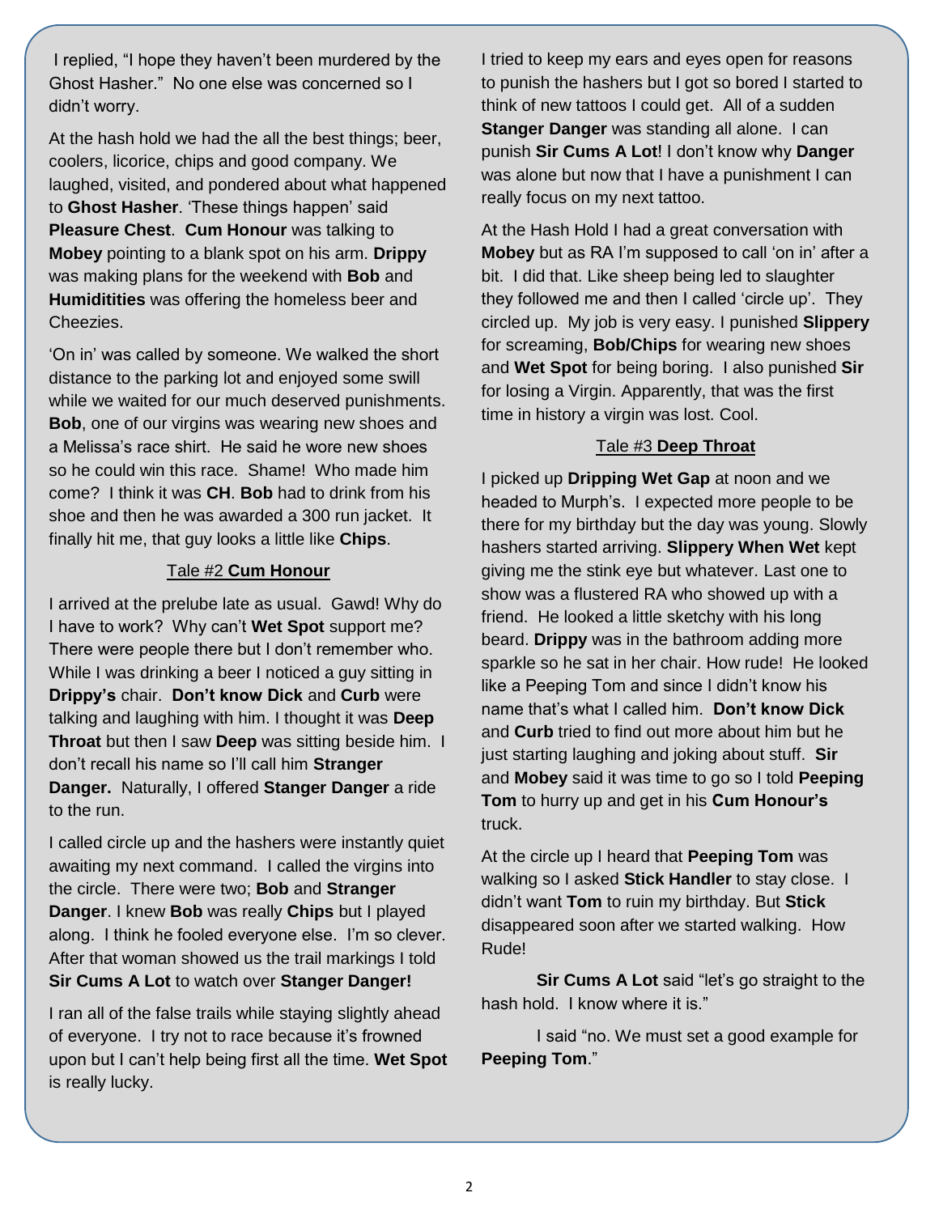I replied, "I hope they haven't been murdered by the Ghost Hasher." No one else was concerned so I didn't worry.

At the hash hold we had the all the best things; beer, coolers, licorice, chips and good company. We laughed, visited, and pondered about what happened to **Ghost Hasher**. 'These things happen' said **Pleasure Chest**. **Cum Honour** was talking to **Mobey** pointing to a blank spot on his arm. **Drippy** was making plans for the weekend with **Bob** and **Humiditities** was offering the homeless beer and Cheezies.

'On in' was called by someone. We walked the short distance to the parking lot and enjoyed some swill while we waited for our much deserved punishments. **Bob**, one of our virgins was wearing new shoes and a Melissa's race shirt. He said he wore new shoes so he could win this race. Shame! Who made him come? I think it was **CH**. **Bob** had to drink from his shoe and then he was awarded a 300 run jacket. It finally hit me, that guy looks a little like **Chips**.

## Tale #2 **Cum Honour**

I arrived at the prelube late as usual. Gawd! Why do I have to work? Why can't **Wet Spot** support me? There were people there but I don't remember who. While I was drinking a beer I noticed a guy sitting in **Drippy's** chair. **Don't know Dick** and **Curb** were talking and laughing with him. I thought it was **Deep Throat** but then I saw **Deep** was sitting beside him. I don't recall his name so I'll call him **Stanger Danger.** Naturally, I offered **Stanger Danger** a ride to the run.

I called circle up and the hashers were instantly quiet awaiting my next command. I called the virgins into the circle. There were two; **Bob** and **Stranger Danger**. I knew **Bob** was really **Chips** but I played along. I think he fooled everyone else. I'm so clever. After that woman showed us the trail markings I told **Sir Cums A Lot** to watch over **Stanger Danger!**

I ran all of the false trails while staying slightly ahead of everyone. I try not to race because it's frowned upon but I can't help being first all the time. **Wet Spot** is really lucky.

I tried to keep my ears and eyes open for reasons to punish the hashers but I got so bored I started to think of new tattoos I could get. All of a sudden **Stanger Danger** was standing all alone. I can punish **Sir Cums A Lot**! I don't know why **Danger** was alone but now that I have a punishment I can really focus on my next tattoo.

At the Hash Hold I had a great conversation with **Mobey** but as RA I'm supposed to call 'on in' after a bit. I did that. Like sheep being led to slaughter they followed me and then I called 'circle up'. They circled up. My job is very easy. I punished **Slippery** for screaming, **Bob/Chips** for wearing new shoes and **Wet Spot** for being boring. I also punished **Sir** for losing a Virgin. Apparently, that was the first time in history a virgin was lost. Cool.

## Tale #3 **Deep Throat**

I picked up **Dripping Wet Gap** at noon and we headed to Murph's. I expected more people to be there for my birthday but the day was young. Slowly hashers started arriving. **Slippery When Wet** kept giving me the stink eye but whatever. Last one to show was a flustered RA who showed up with a friend. He looked a little sketchy with his long beard. **Drippy** was in the bathroom adding more sparkle so he sat in her chair. How rude! He looked like a Peeping Tom and since I didn't know his name that's what I called him. **Don't know Dick** and **Curb** tried to find out more about him but he just starting laughing and joking about stuff. **Sir** and **Mobey** said it was time to go so I told **Peeping Tom** to hurry up and get in his **Cum Honour's** truck.

At the circle up I heard that **Peeping Tom** was walking so I asked **Stick Handler** to stay close. I didn't want **Tom** to ruin my birthday. But **Stick** disappeared soon after we started walking. How Rude!

**Sir Cums A Lot** said "let's go straight to the hash hold. I know where it is."

I said "no. We must set a good example for **Peeping Tom**."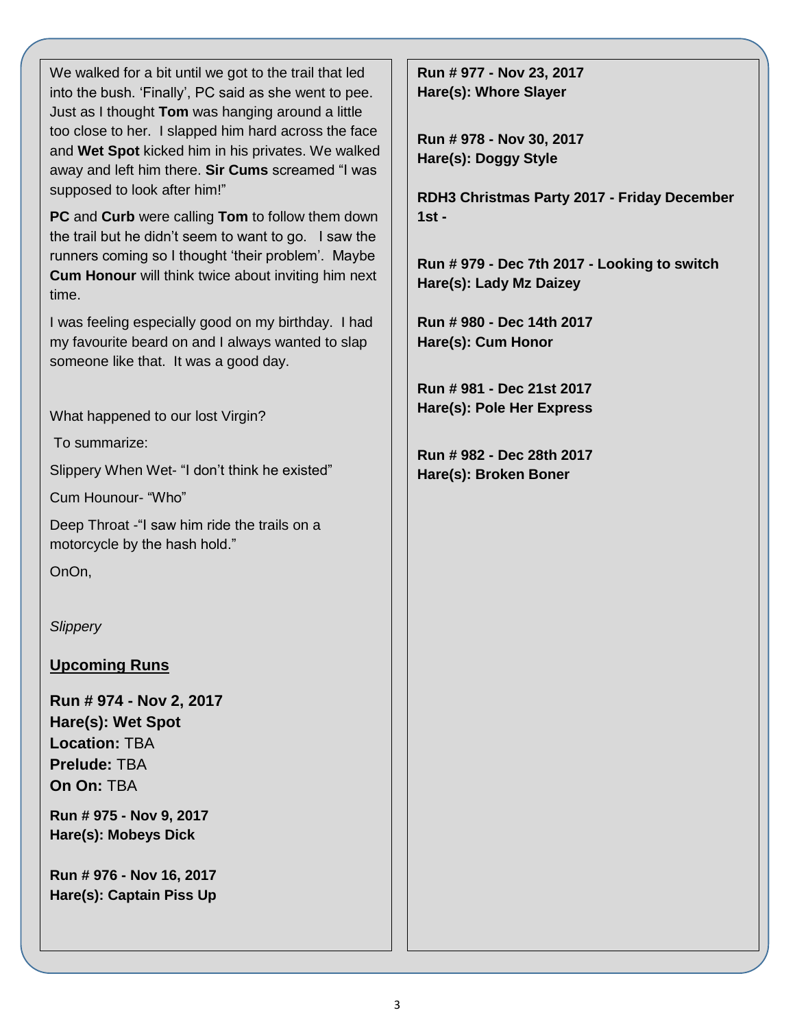We walked for a bit until we got to the trail that led into the bush. 'Finally', PC said as she went to pee. Just as I thought **Tom** was hanging around a little too close to her. I slapped him hard across the face and **Wet Spot** kicked him in his privates. We walked away and left him there. **Sir Cums** screamed "I was supposed to look after him!"

**PC** and **Curb** were calling **Tom** to follow them down the trail but he didn't seem to want to go. I saw the runners coming so I thought 'their problem'. Maybe **Cum Honour** will think twice about inviting him next time.

I was feeling especially good on my birthday. I had my favourite beard on and I always wanted to slap someone like that. It was a good day.

What happened to our lost Virgin?

To summarize:

Slippery When Wet- "I don't think he existed"

Cum Hounour- "Who"

Deep Throat -"I saw him ride the trails on a motorcycle by the hash hold."

OnOn,

*Slippery*

## Upcoming Runs

**Run # 974 - Nov 2, 2017**
**Hare(s): Wet Spot**
**Location:** TBA
**Prelude:** TBA
**On On:** TBA

**Run # 975 - Nov 9, 2017**
**Hare(s): Mobeys Dick**

**Run # 976 - Nov 16, 2017**
**Hare(s): Captain Piss Up**

**Run # 977 - Nov 23, 2017**
**Hare(s): Whore Slayer**

**Run # 978 - Nov 30, 2017**
**Hare(s): Doggy Style**

**RDH3 Christmas Party 2017 - Friday December 1st -**

**Run # 979 - Dec 7th 2017 - Looking to switch**
**Hare(s): Lady Mz Daizey**

**Run # 980 - Dec 14th 2017**
**Hare(s): Cum Honor**

**Run # 981 - Dec 21st 2017**
**Hare(s): Pole Her Express**

**Run # 982 - Dec 28th 2017**
**Hare(s): Broken Boner**